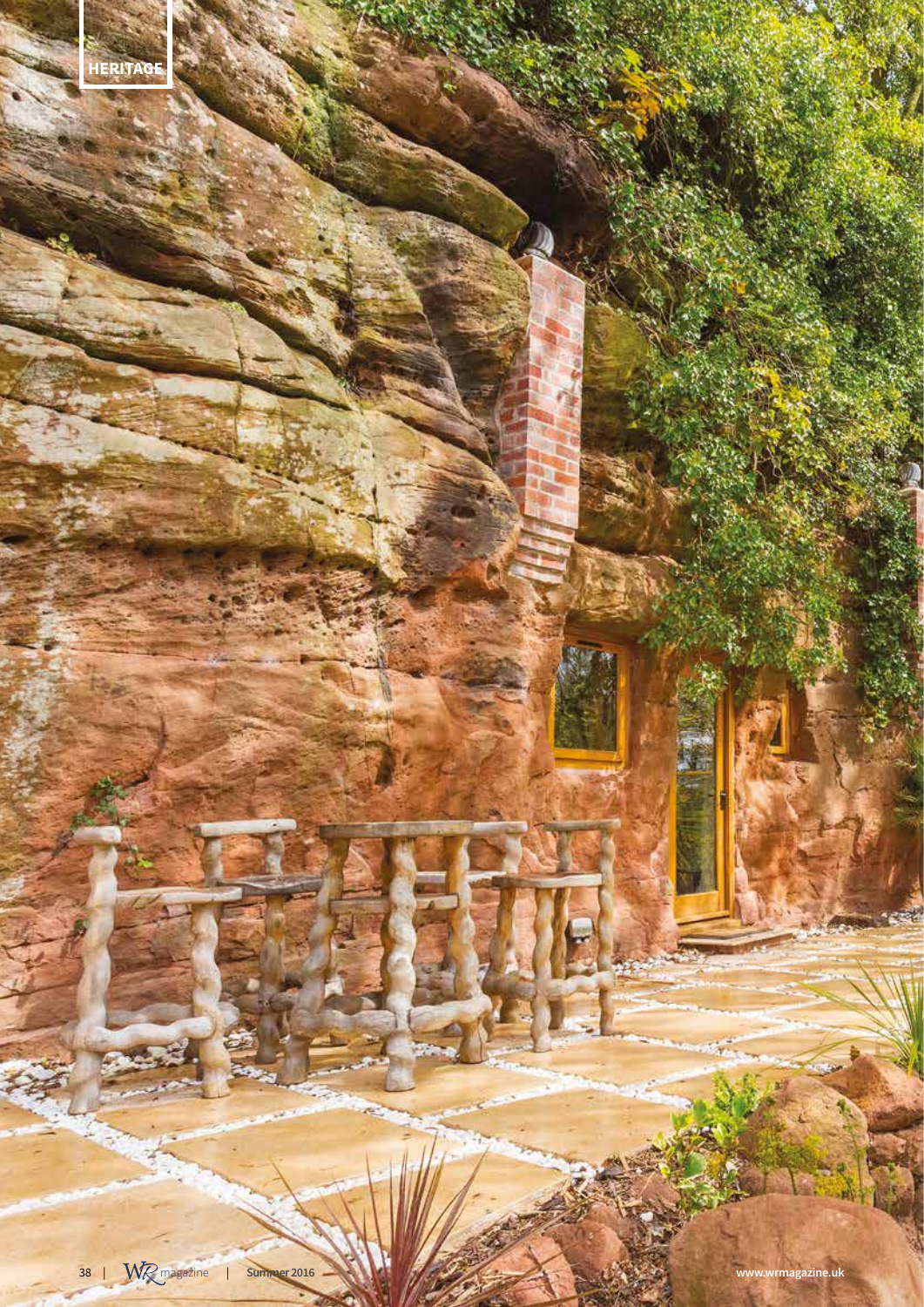HERITAGE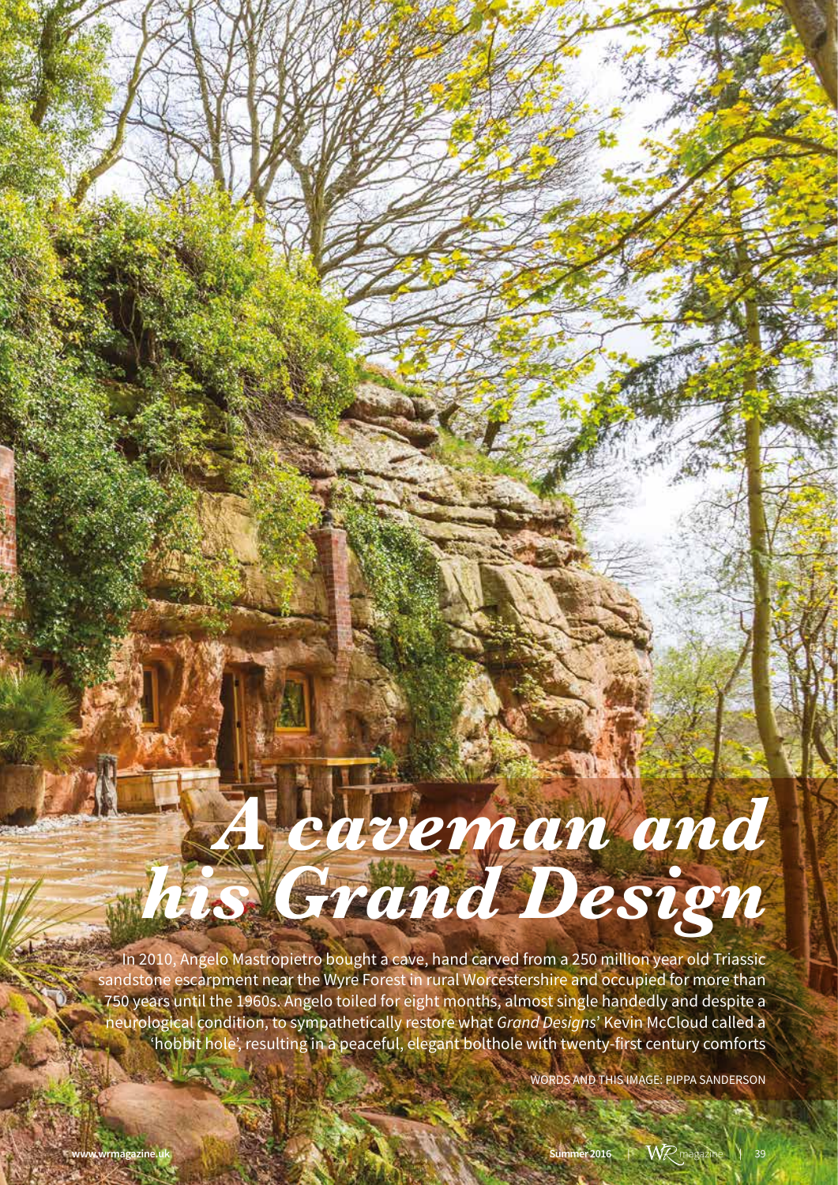# *A caveman and his Grand Design*

In 2010, Angelo Mastropietro bought a cave, hand carved from a 250 million year old Triassic sandstone escarpment near the Wyre Forest in rural Worcestershire and occupied for more than 750 years until the 1960s. Angelo toiled for eight months, almost single handedly and despite a neurological condition, to sympathetically restore what *Grand Designs'* Kevin McCloud called a 'hobbit hole', resulting in a peaceful, elegant bolthole with twenty-first century comforts

WORDS AND THIS IMAGE: PIPPA SANDERSON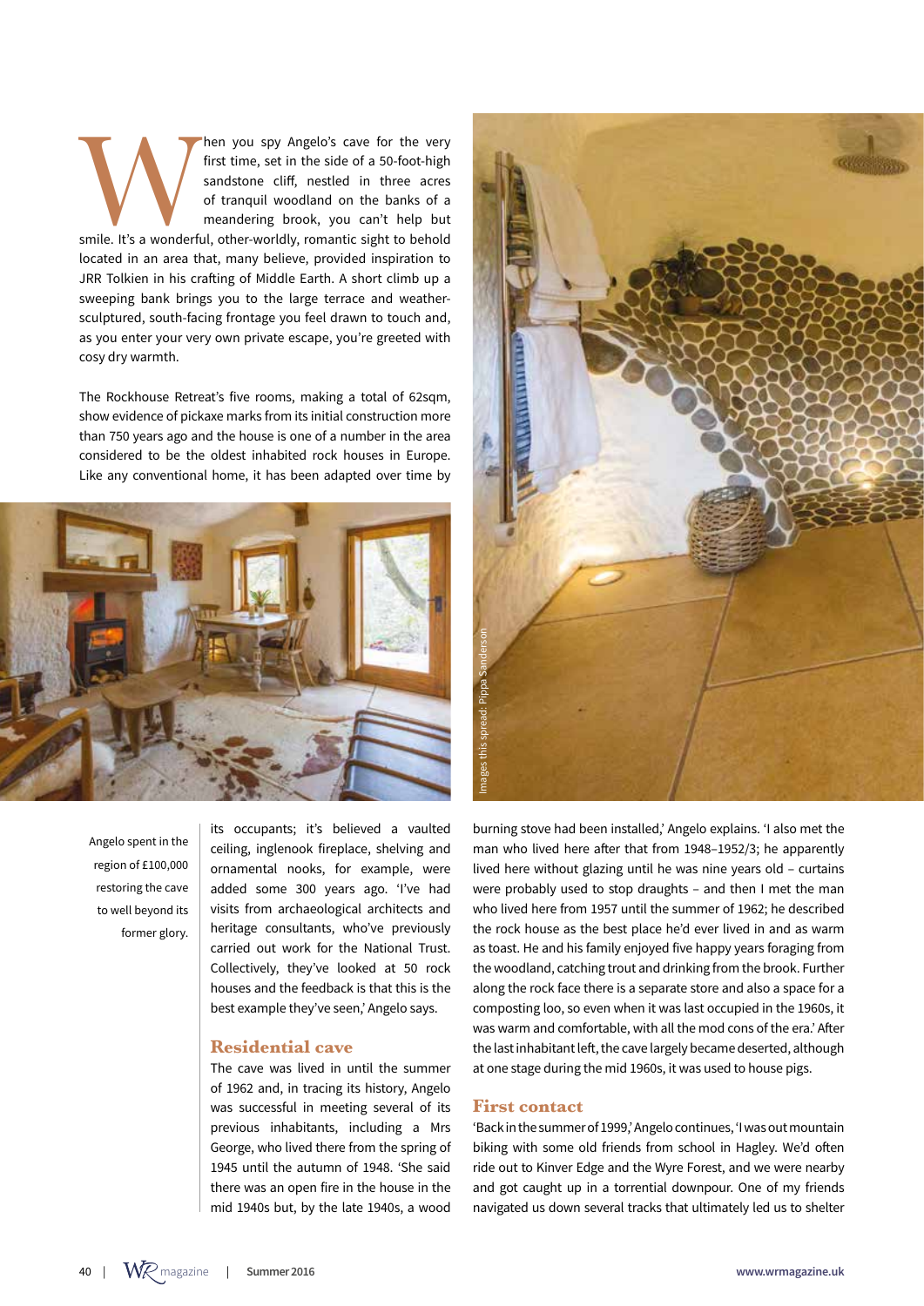When you spy Angelo's cave for the very first time, set in the side of a 50-foot-high sandstone cliff, nestled in three acres of tranquil woodland on the banks of a meandering brook, you can't help but smile. It's a wonderful, other-worldly, romantic sight to behold located in an area that, many believe, provided inspiration to JRR Tolkien in his crafting of Middle Earth. A short climb up a sweeping bank brings you to the large terrace and weather-sculptured, south-facing frontage you feel drawn to touch and, as you enter your very own private escape, you're greeted with cosy dry warmth.

The Rockhouse Retreat's five rooms, making a total of 62sqm, show evidence of pickaxe marks from its initial construction more than 750 years ago and the house is one of a number in the area considered to be the oldest inhabited rock houses in Europe. Like any conventional home, it has been adapted over time by its occupants; it's believed a vaulted ceiling, inglenook fireplace, shelving and ornamental nooks, for example, were added some 300 years ago. 'I've had visits from archaeological architects and heritage consultants, who've previously carried out work for the National Trust. Collectively, they've looked at 50 rock houses and the feedback is that this is the best example they've seen,' Angelo says.

Angelo spent in the region of £100,000 restoring the cave to well beyond its former glory.

Images this spread: Pippa Sanderson

## Residential cave

The cave was lived in until the summer of 1962 and, in tracing its history, Angelo was successful in meeting several of its previous inhabitants, including a Mrs George, who lived there from the spring of 1945 until the autumn of 1948. 'She said there was an open fire in the house in the mid 1940s but, by the late 1940s, a wood burning stove had been installed,' Angelo explains. 'I also met the man who lived here after that from 1948–1952/3; he apparently lived here without glazing until he was nine years old – curtains were probably used to stop draughts – and then I met the man who lived here from 1957 until the summer of 1962; he described the rock house as the best place he'd ever lived in and as warm as toast. He and his family enjoyed five happy years foraging from the woodland, catching trout and drinking from the brook. Further along the rock face there is a separate store and also a space for a composting loo, so even when it was last occupied in the 1960s, it was warm and comfortable, with all the mod cons of the era.' After the last inhabitant left, the cave largely became deserted, although at one stage during the mid 1960s, it was used to house pigs.

## First contact

'Back in the summer of 1999,' Angelo continues, 'I was out mountain biking with some old friends from school in Hagley. We'd often ride out to Kinver Edge and the Wyre Forest, and we were nearby and got caught up in a torrential downpour. One of my friends navigated us down several tracks that ultimately led us to shelter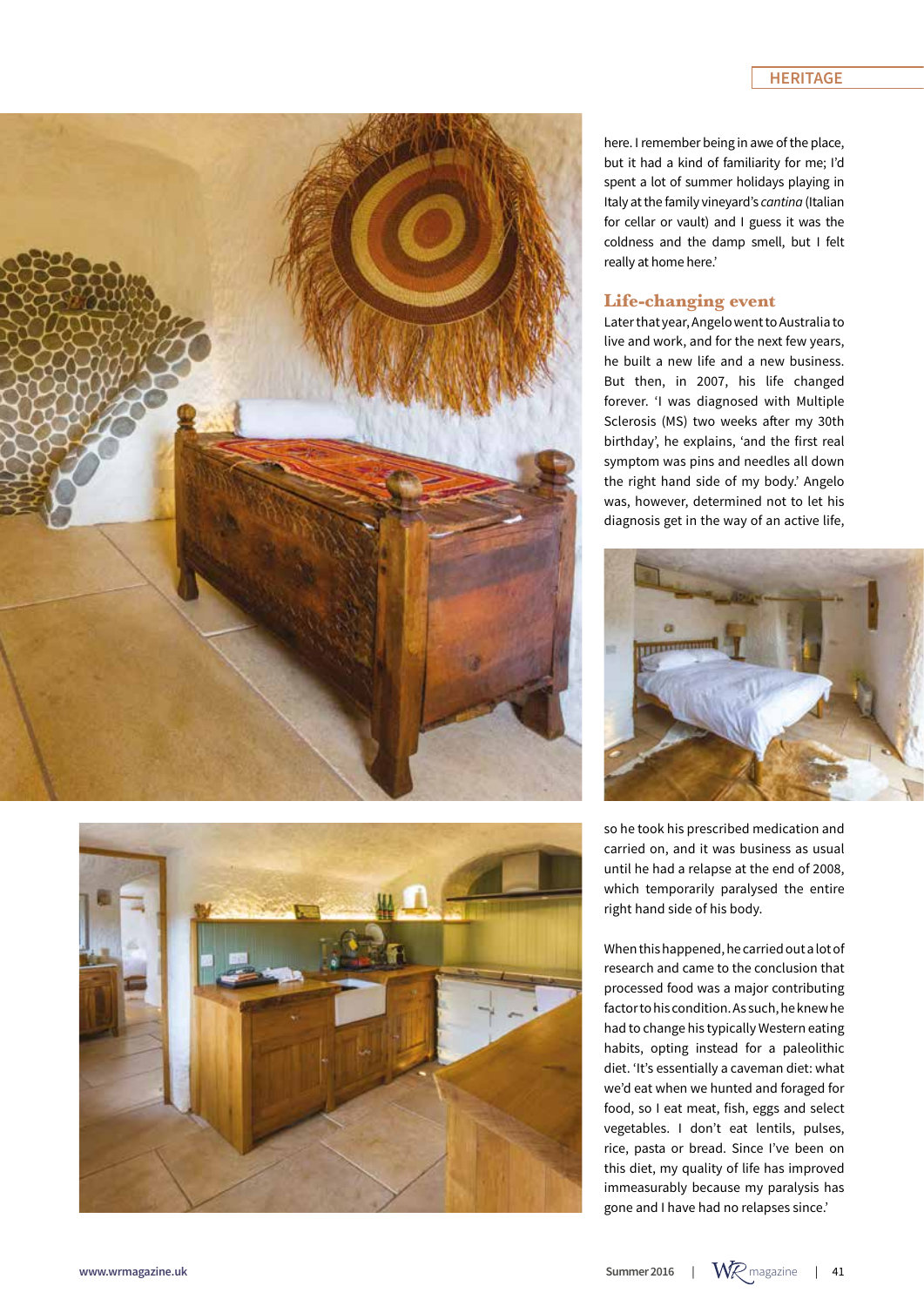here. I remember being in awe of the place, but it had a kind of familiarity for me; I'd spent a lot of summer holidays playing in Italy at the family vineyard's *cantina* (Italian for cellar or vault) and I guess it was the coldness and the damp smell, but I felt really at home here.'

## Life-changing event

Later that year, Angelo went to Australia to live and work, and for the next few years, he built a new life and a new business. But then, in 2007, his life changed forever. 'I was diagnosed with Multiple Sclerosis (MS) two weeks after my 30th birthday', he explains, 'and the first real symptom was pins and needles all down the right hand side of my body.' Angelo was, however, determined not to let his diagnosis get in the way of an active life, so he took his prescribed medication and carried on, and it was business as usual until he had a relapse at the end of 2008, which temporarily paralysed the entire right hand side of his body.

When this happened, he carried out a lot of research and came to the conclusion that processed food was a major contributing factor to his condition. As such, he knew he had to change his typically Western eating habits, opting instead for a paleolithic diet. 'It's essentially a caveman diet: what we'd eat when we hunted and foraged for food, so I eat meat, fish, eggs and select vegetables. I don't eat lentils, pulses, rice, pasta or bread. Since I've been on this diet, my quality of life has improved immeasurably because my paralysis has gone and I have had no relapses since.'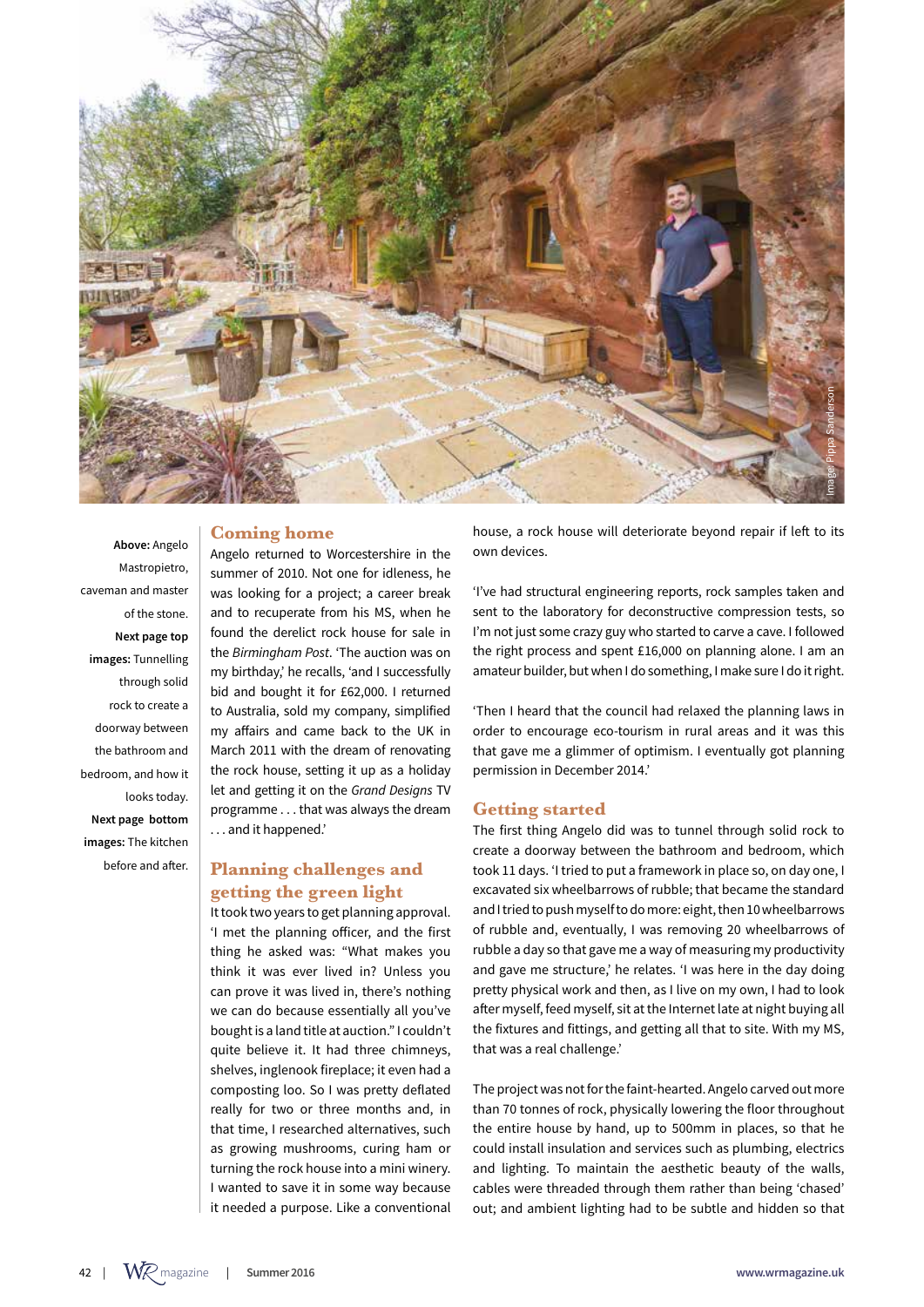**Above:** Angelo Mastropietro, caveman and master of the stone. **Next page top images:** Tunnelling through solid rock to create a doorway between the bathroom and bedroom, and how it looks today. **Next page bottom images:** The kitchen before and after.

## Coming home

Angelo returned to Worcestershire in the summer of 2010. Not one for idleness, he was looking for a project; a career break and to recuperate from his MS, when he found the derelict rock house for sale in the *Birmingham Post*. 'The auction was on my birthday,' he recalls, 'and I successfully bid and bought it for £62,000. I returned to Australia, sold my company, simplified my affairs and came back to the UK in March 2011 with the dream of renovating the rock house, setting it up as a holiday let and getting it on the *Grand Designs* TV programme . . . that was always the dream . . . and it happened.'

## Planning challenges and getting the green light

It took two years to get planning approval. 'I met the planning officer, and the first thing he asked was: "What makes you think it was ever lived in? Unless you can prove it was lived in, there's nothing we can do because essentially all you've bought is a land title at auction." I couldn't quite believe it. It had three chimneys, shelves, inglenook fireplace; it even had a composting loo. So I was pretty deflated really for two or three months and, in that time, I researched alternatives, such as growing mushrooms, curing ham or turning the rock house into a mini winery. I wanted to save it in some way because it needed a purpose. Like a conventional house, a rock house will deteriorate beyond repair if left to its own devices.

'I've had structural engineering reports, rock samples taken and sent to the laboratory for deconstructive compression tests, so I'm not just some crazy guy who started to carve a cave. I followed the right process and spent £16,000 on planning alone. I am an amateur builder, but when I do something, I make sure I do it right.

'Then I heard that the council had relaxed the planning laws in order to encourage eco-tourism in rural areas and it was this that gave me a glimmer of optimism. I eventually got planning permission in December 2014.'

## Getting started

The first thing Angelo did was to tunnel through solid rock to create a doorway between the bathroom and bedroom, which took 11 days. 'I tried to put a framework in place so, on day one, I excavated six wheelbarrows of rubble; that became the standard and I tried to push myself to do more: eight, then 10 wheelbarrows of rubble and, eventually, I was removing 20 wheelbarrows of rubble a day so that gave me a way of measuring my productivity and gave me structure,' he relates. 'I was here in the day doing pretty physical work and then, as I live on my own, I had to look after myself, feed myself, sit at the Internet late at night buying all the fixtures and fittings, and getting all that to site. With my MS, that was a real challenge.'

The project was not for the faint-hearted. Angelo carved out more than 70 tonnes of rock, physically lowering the floor throughout the entire house by hand, up to 500mm in places, so that he could install insulation and services such as plumbing, electrics and lighting. To maintain the aesthetic beauty of the walls, cables were threaded through them rather than being 'chased' out; and ambient lighting had to be subtle and hidden so that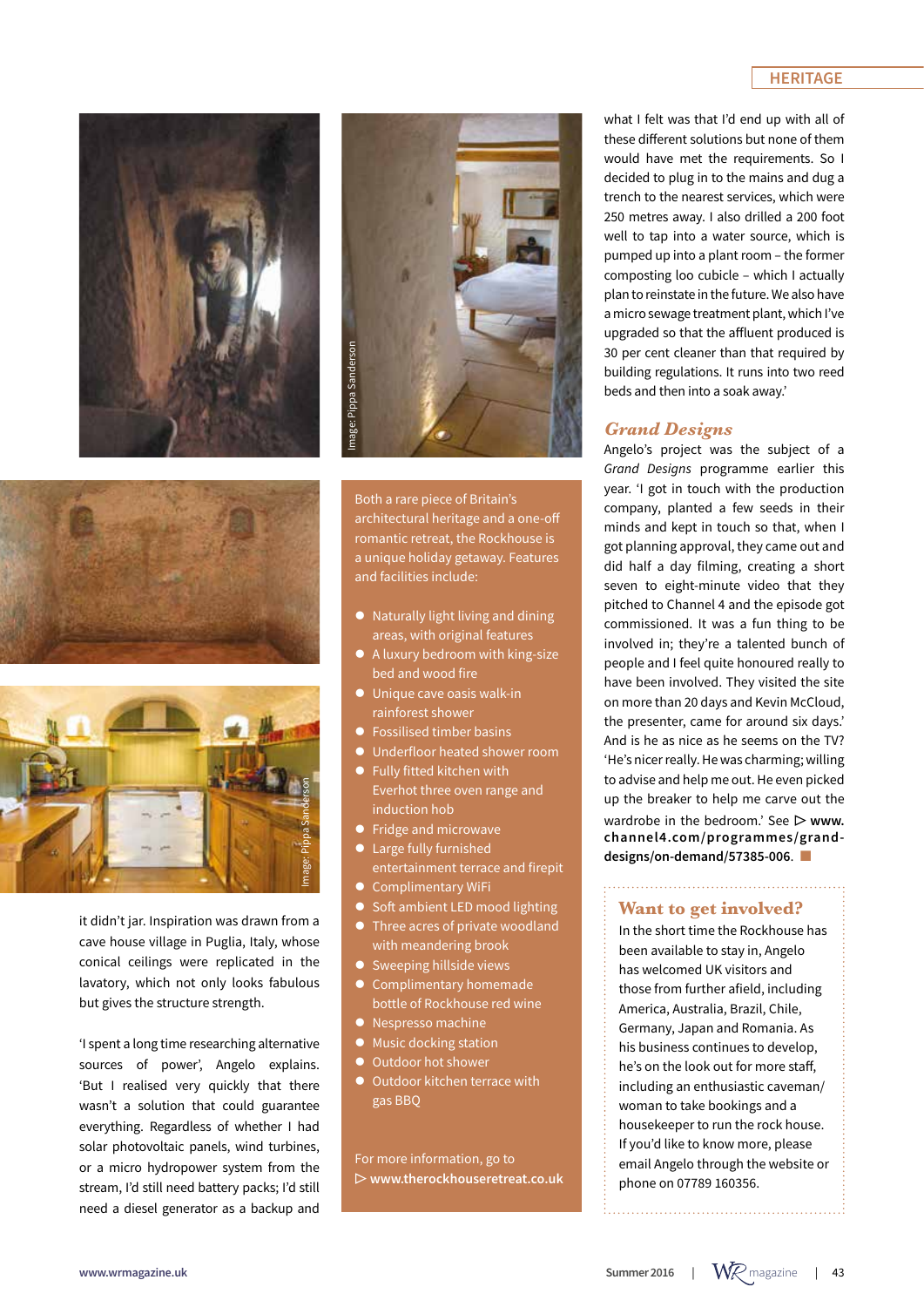it didn't jar. Inspiration was drawn from a cave house village in Puglia, Italy, whose conical ceilings were replicated in the lavatory, which not only looks fabulous but gives the structure strength.

'I spent a long time researching alternative sources of power', Angelo explains. 'But I realised very quickly that there wasn't a solution that could guarantee everything. Regardless of whether I had solar photovoltaic panels, wind turbines, or a micro hydropower system from the stream, I'd still need battery packs; I'd still need a diesel generator as a backup and what I felt was that I'd end up with all of these different solutions but none of them would have met the requirements. So I decided to plug in to the mains and dug a trench to the nearest services, which were 250 metres away. I also drilled a 200 foot well to tap into a water source, which is pumped up into a plant room – the former composting loo cubicle – which I actually plan to reinstate in the future. We also have a micro sewage treatment plant, which I've upgraded so that the affluent produced is 30 per cent cleaner than that required by building regulations. It runs into two reed beds and then into a soak away.'

Image: Pippa Sanderson

Image: Pippa Sanderson

Both a rare piece of Britain's architectural heritage and a one-off romantic retreat, the Rockhouse is a unique holiday getaway. Features and facilities include:

- Naturally light living and dining areas, with original features
- A luxury bedroom with king-size bed and wood fire
- Unique cave oasis walk-in rainforest shower
- Fossilised timber basins
- Underfloor heated shower room
- Fully fitted kitchen with Everhot three oven range and induction hob
- Fridge and microwave
- Large fully furnished entertainment terrace and firepit
- Complimentary WiFi
- Soft ambient LED mood lighting
- Three acres of private woodland with meandering brook
- Sweeping hillside views
- Complimentary homemade bottle of Rockhouse red wine
- Nespresso machine
- Music docking station
- Outdoor hot shower
- Outdoor kitchen terrace with gas BBQ

For more information, go to ▷ **www.therockhouseretreat.co.uk**

## Grand Designs

Angelo's project was the subject of a *Grand Designs* programme earlier this year. 'I got in touch with the production company, planted a few seeds in their minds and kept in touch so that, when I got planning approval, they came out and did half a day filming, creating a short seven to eight-minute video that they pitched to Channel 4 and the episode got commissioned. It was a fun thing to be involved in; they're a talented bunch of people and I feel quite honoured really to have been involved. They visited the site on more than 20 days and Kevin McCloud, the presenter, came for around six days.' And is he as nice as he seems on the TV? 'He's nicer really. He was charming; willing to advise and help me out. He even picked up the breaker to help me carve out the wardrobe in the bedroom.' See ▷ **www.channel4.com/programmes/grand-designs/on-demand/57385-006**. ■

## Want to get involved?

In the short time the Rockhouse has been available to stay in, Angelo has welcomed UK visitors and those from further afield, including America, Australia, Brazil, Chile, Germany, Japan and Romania. As his business continues to develop, he's on the look out for more staff, including an enthusiastic caveman/woman to take bookings and a housekeeper to run the rock house. If you'd like to know more, please email Angelo through the website or phone on 07789 160356.